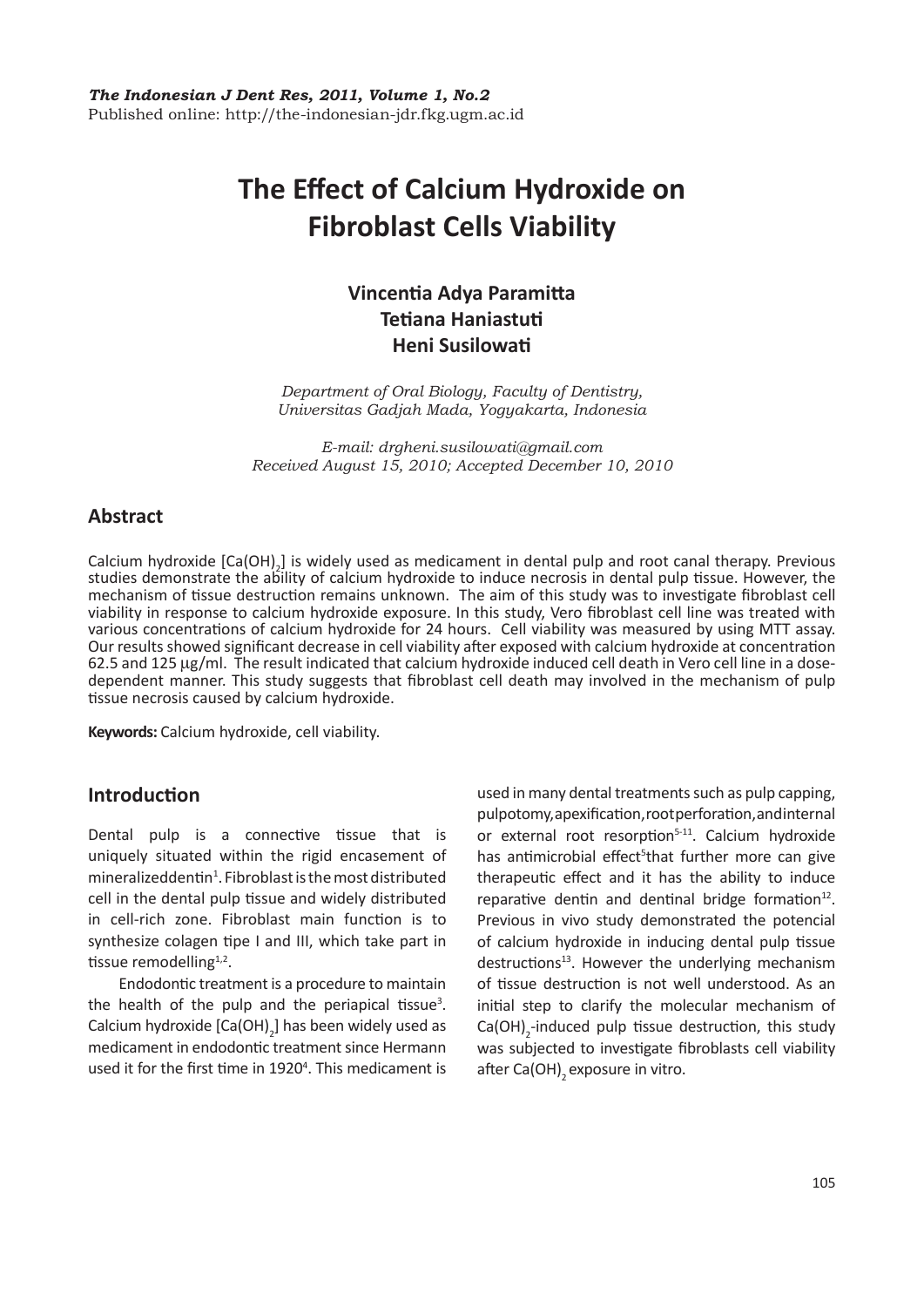# The Effect of Calcium Hydroxide on Fibroblast Cells Viability

**Vincentia Adya Paramitta**
**Tetiana Haniastuti**
**Heni Susilowati**

*Department of Oral Biology, Faculty of Dentistry, Universitas Gadjah Mada, Yogyakarta, Indonesia*

*E-mail: drgheni.susilowati@gmail.com*
*Received August 15, 2010; Accepted December 10, 2010*

## Abstract

Calcium hydroxide [$Ca(OH)_2$] is widely used as medicament in dental pulp and root canal therapy. Previous studies demonstrate the ability of calcium hydroxide to induce necrosis in dental pulp tissue. However, the mechanism of tissue destruction remains unknown. The aim of this study was to investigate fibroblast cell viability in response to calcium hydroxide exposure. In this study, Vero fibroblast cell line was treated with various concentrations of calcium hydroxide for 24 hours. Cell viability was measured by using MTT assay. Our results showed significant decrease in cell viability after exposed with calcium hydroxide at concentration 62.5 and 125 μg/ml. The result indicated that calcium hydroxide induced cell death in Vero cell line in a dose-dependent manner. This study suggests that fibroblast cell death may involved in the mechanism of pulp tissue necrosis caused by calcium hydroxide.

**Keywords:** Calcium hydroxide, cell viability.

## Introduction

Dental pulp is a connective tissue that is uniquely situated within the rigid encasement of mineralizeddentin[1]. Fibroblast is the most distributed cell in the dental pulp tissue and widely distributed in cell-rich zone. Fibroblast main function is to synthesize colagen tipe I and III, which take part in tissue remodelling[1,2].

Endodontic treatment is a procedure to maintain the health of the pulp and the periapical tissue[3]. Calcium hydroxide [$Ca(OH)_2$] has been widely used as medicament in endodontic treatment since Hermann used it for the first time in 1920[4]. This medicament is used in many dental treatments such as pulp capping, pulpotomy, apexification, root perforation, and internal or external root resorption[5-11]. Calcium hydroxide has antimicrobial effect[5]that further more can give therapeutic effect and it has the ability to induce reparative dentin and dentinal bridge formation[12]. Previous in vivo study demonstrated the potencial of calcium hydroxide in inducing dental pulp tissue destructions[13]. However the underlying mechanism of tissue destruction is not well understood. As an initial step to clarify the molecular mechanism of $Ca(OH)_2$-induced pulp tissue destruction, this study was subjected to investigate fibroblasts cell viability after $Ca(OH)_2$ exposure in vitro.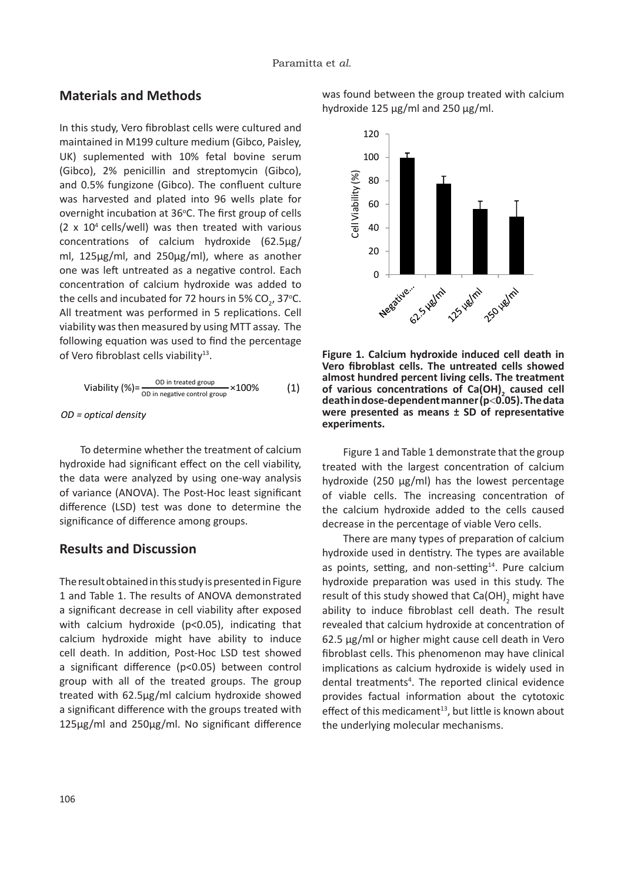## Materials and Methods

In this study, Vero fibroblast cells were cultured and maintained in M199 culture medium (Gibco, Paisley, UK) suplemented with 10% fetal bovine serum (Gibco), 2% penicillin and streptomycin (Gibco), and 0.5% fungizone (Gibco). The confluent culture was harvested and plated into 96 wells plate for overnight incubation at 36°C. The first group of cells ($2 \times 10^4$ cells/well) was then treated with various concentrations of calcium hydroxide (62.5µg/ml, 125µg/ml, and 250µg/ml), where as another one was left untreated as a negative control. Each concentration of calcium hydroxide was added to the cells and incubated for 72 hours in 5% $CO_2$, 37°C. All treatment was performed in 5 replications. Cell viability was then measured by using MTT assay. The following equation was used to find the percentage of Vero fibroblast cells viability[13].

$$\text{Viability (\%)} = \frac{\text{OD in treated group}}{\text{OD in negative control group}} \times 100\% \qquad (1)$$

*OD = optical density*

To determine whether the treatment of calcium hydroxide had significant effect on the cell viability, the data were analyzed by using one-way analysis of variance (ANOVA). The Post-Hoc least significant difference (LSD) test was done to determine the significance of difference among groups.

## Results and Discussion

The result obtained in this study is presented in Figure 1 and Table 1. The results of ANOVA demonstrated a significant decrease in cell viability after exposed with calcium hydroxide ($p<0.05$), indicating that calcium hydroxide might have ability to induce cell death. In addition, Post-Hoc LSD test showed a significant difference ($p<0.05$) between control group with all of the treated groups. The group treated with 62.5µg/ml calcium hydroxide showed a significant difference with the groups treated with 125µg/ml and 250µg/ml. No significant difference was found between the group treated with calcium hydroxide 125 µg/ml and 250 µg/ml.

**Figure 1. Calcium hydroxide induced cell death in Vero fibroblast cells. The untreated cells showed almost hundred percent living cells. The treatment of various concentrations of $Ca(OH)_2$ caused cell death in dose-dependent manner ($p<0.05$). The data were presented as means ± SD of representative experiments.**

Figure 1 and Table 1 demonstrate that the group treated with the largest concentration of calcium hydroxide (250 µg/ml) has the lowest percentage of viable cells. The increasing concentration of the calcium hydroxide added to the cells caused decrease in the percentage of viable Vero cells.

There are many types of preparation of calcium hydroxide used in dentistry. The types are available as points, setting, and non-setting[14]. Pure calcium hydroxide preparation was used in this study. The result of this study showed that $Ca(OH)_2$ might have ability to induce fibroblast cell death. The result revealed that calcium hydroxide at concentration of 62.5 µg/ml or higher might cause cell death in Vero fibroblast cells. This phenomenon may have clinical implications as calcium hydroxide is widely used in dental treatments[4]. The reported clinical evidence provides factual information about the cytotoxic effect of this medicament[13], but little is known about the underlying molecular mechanisms.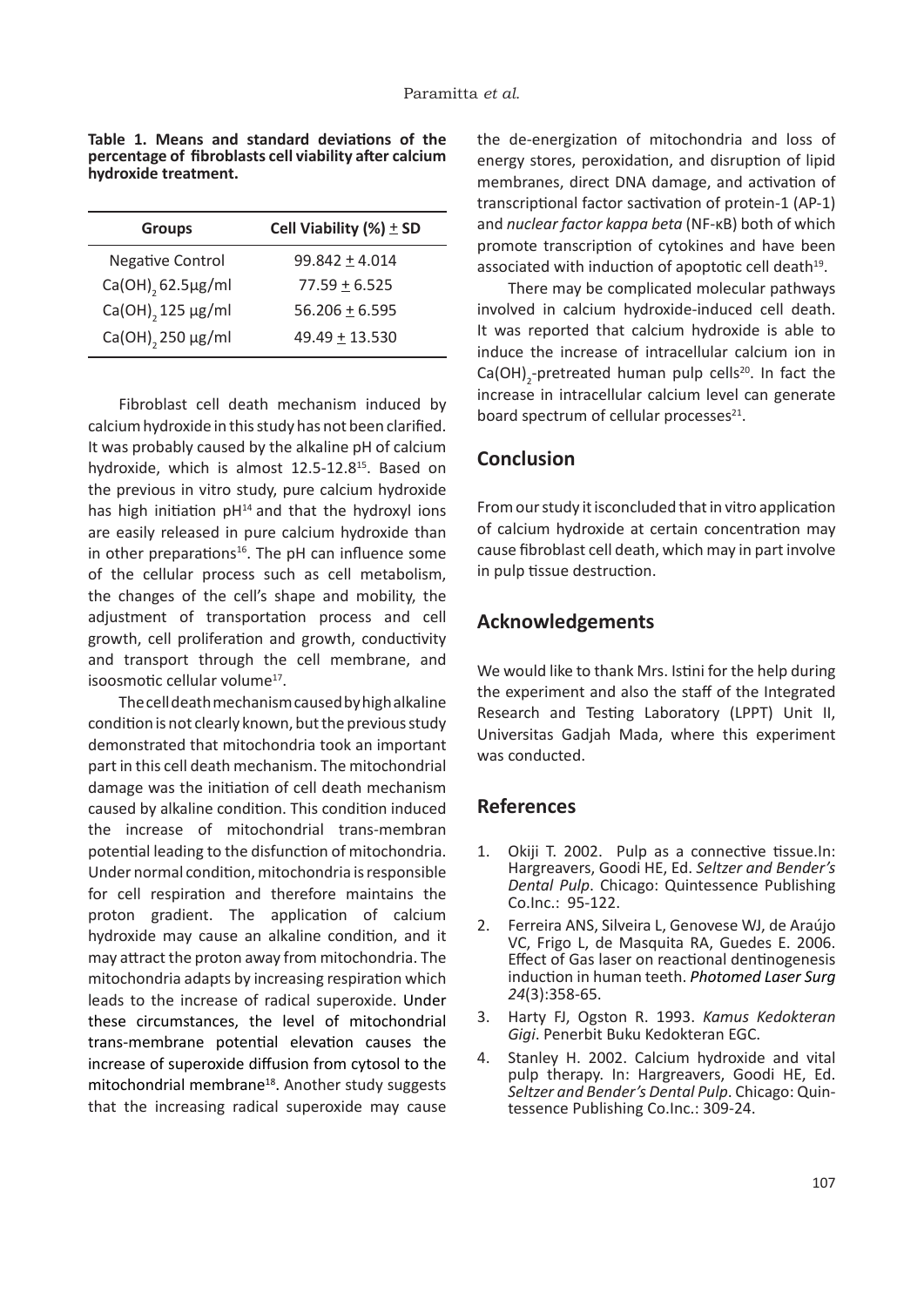**Table 1. Means and standard deviations of the percentage of fibroblasts cell viability after calcium hydroxide treatment.**

| Groups | Cell Viability (%) ± SD |
|---|---|
| Negative Control | 99.842 ± 4.014 |
| $Ca(OH)_2$ 62.5µg/ml | 77.59 ± 6.525 |
| $Ca(OH)_2$ 125 µg/ml | 56.206 ± 6.595 |
| $Ca(OH)_2$ 250 µg/ml | 49.49 ± 13.530 |

Fibroblast cell death mechanism induced by calcium hydroxide in this study has not been clarified. It was probably caused by the alkaline pH of calcium hydroxide, which is almost 12.5-12.8[15]. Based on the previous in vitro study, pure calcium hydroxide has high initiation pH[14] and that the hydroxyl ions are easily released in pure calcium hydroxide than in other preparations[16]. The pH can influence some of the cellular process such as cell metabolism, the changes of the cell's shape and mobility, the adjustment of transportation process and cell growth, cell proliferation and growth, conductivity and transport through the cell membrane, and isoosmotic cellular volume[17].

The cell death mechanism caused by high alkaline condition is not clearly known, but the previous study demonstrated that mitochondria took an important part in this cell death mechanism. The mitochondrial damage was the initiation of cell death mechanism caused by alkaline condition. This condition induced the increase of mitochondrial trans-membran potential leading to the disfunction of mitochondria. Under normal condition, mitochondria is responsible for cell respiration and therefore maintains the proton gradient. The application of calcium hydroxide may cause an alkaline condition, and it may attract the proton away from mitochondria. The mitochondria adapts by increasing respiration which leads to the increase of radical superoxide. Under these circumstances, the level of mitochondrial trans-membrane potential elevation causes the increase of superoxide diffusion from cytosol to the mitochondrial membrane[18]. Another study suggests that the increasing radical superoxide may cause the de-energization of mitochondria and loss of energy stores, peroxidation, and disruption of lipid membranes, direct DNA damage, and activation of transcriptional factor sactivation of protein-1 (AP-1) and *nuclear factor kappa beta* (NF-κB) both of which promote transcription of cytokines and have been associated with induction of apoptotic cell death[19].

There may be complicated molecular pathways involved in calcium hydroxide-induced cell death. It was reported that calcium hydroxide is able to induce the increase of intracellular calcium ion in $Ca(OH)_2$-pretreated human pulp cells[20]. In fact the increase in intracellular calcium level can generate board spectrum of cellular processes[21].

## Conclusion

From our study it isconcluded that in vitro application of calcium hydroxide at certain concentration may cause fibroblast cell death, which may in part involve in pulp tissue destruction.

## Acknowledgements

We would like to thank Mrs. Istini for the help during the experiment and also the staff of the Integrated Research and Testing Laboratory (LPPT) Unit II, Universitas Gadjah Mada, where this experiment was conducted.

## References

1. Okiji T. 2002. Pulp as a connective tissue.In: Hargreavers, Goodi HE, Ed. *Seltzer and Bender's Dental Pulp*. Chicago: Quintessence Publishing Co.Inc.: 95-122.
2. Ferreira ANS, Silveira L, Genovese WJ, de Araújo VC, Frigo L, de Masquita RA, Guedes E. 2006. Effect of Gas laser on reactional dentinogenesis induction in human teeth. *Photomed Laser Surg 24*(3):358-65.
3. Harty FJ, Ogston R. 1993. *Kamus Kedokteran Gigi*. Penerbit Buku Kedokteran EGC.
4. Stanley H. 2002. Calcium hydroxide and vital pulp therapy. In: Hargreavers, Goodi HE, Ed. *Seltzer and Bender's Dental Pulp*. Chicago: Quintessence Publishing Co.Inc.: 309-24.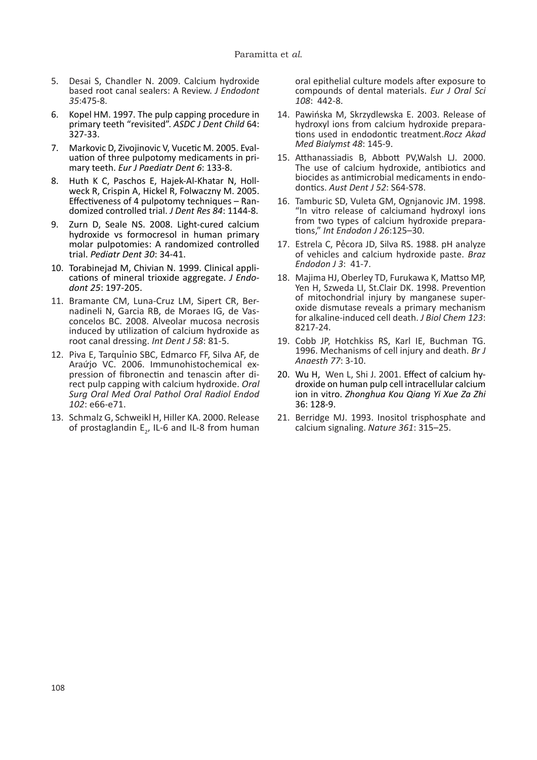5. Desai S, Chandler N. 2009. Calcium hydroxide based root canal sealers: A Review. *J Endodont 35*:475-8.
6. Kopel HM. 1997. The pulp capping procedure in primary teeth "revisited". *ASDC J Dent Child* 64: 327-33.
7. Markovic D, Zivojinovic V, Vucetic M. 2005. Evaluation of three pulpotomy medicaments in primary teeth. *Eur J Paediatr Dent 6*: 133-8.
8. Huth K C, Paschos E, Hajek-Al-Khatar N, Hollweck R, Crispin A, Hickel R, Folwaczny M. 2005. Effectiveness of 4 pulpotomy techniques – Randomized controlled trial. *J Dent Res 84*: 1144-8.
9. Zurn D, Seale NS. 2008. Light-cured calcium hydroxide vs formocresol in human primary molar pulpotomies: A randomized controlled trial. *Pediatr Dent 30*: 34-41.
10. Torabinejad M, Chivian N. 1999. Clinical applications of mineral trioxide aggregate. *J Endodont 25*: 197-205.
11. Bramante CM, Luna-Cruz LM, Sipert CR, Bernadineli N, Garcia RB, de Moraes IG, de Vasconcelos BC. 2008. Alveolar mucosa necrosis induced by utilization of calcium hydroxide as root canal dressing. *Int Dent J 58*: 81-5.
12. Piva E, Tarquỉnio SBC, Edmarco FF, Silva AF, de Araứjo VC. 2006. Immunohistochemical expression of fibronectin and tenascin after direct pulp capping with calcium hydroxide. *Oral Surg Oral Med Oral Pathol Oral Radiol Endod 102*: e66-e71.
13. Schmalz G, Schweikl H, Hiller KA. 2000. Release of prostaglandin $E_2$, IL-6 and IL-8 from human oral epithelial culture models after exposure to compounds of dental materials. *Eur J Oral Sci 108*: 442-8.
14. Pawińska M, Skrzydlewska E. 2003. Release of hydroxyl ions from calcium hydroxide preparations used in endodontic treatment.*Rocz Akad Med Bialymst 48*: 145-9.
15. Atthanassiadis B, Abbott PV,Walsh LJ. 2000. The use of calcium hydroxide, antibiotics and biocides as antimicrobial medicaments in endodontics. *Aust Dent J 52*: S64-S78.
16. Tamburic SD, Vuleta GM, Ognjanovic JM. 1998. "In vitro release of calciumand hydroxyl ions from two types of calcium hydroxide preparations," *Int Endodon J 26*:125–30.
17. Estrela C, Pẻcora JD, Silva RS. 1988. pH analyze of vehicles and calcium hydroxide paste. *Braz Endodon J 3*: 41-7.
18. Majima HJ, Oberley TD, Furukawa K, Mattso MP, Yen H, Szweda LI, St.Clair DK. 1998. Prevention of mitochondrial injury by manganese superoxide dismutase reveals a primary mechanism for alkaline-induced cell death. *J Biol Chem 123*: 8217-24.
19. Cobb JP, Hotchkiss RS, Karl IE, Buchman TG. 1996. Mechanisms of cell injury and death. *Br J Anaesth 77*: 3-10.
20. Wu H, Wen L, Shi J. 2001. Effect of calcium hydroxide on human pulp cell intracellular calcium ion in vitro. *Zhonghua Kou Qiang Yi Xue Za Zhi* 36: 128-9.
21. Berridge MJ. 1993. Inositol trisphosphate and calcium signaling. *Nature 361*: 315–25.